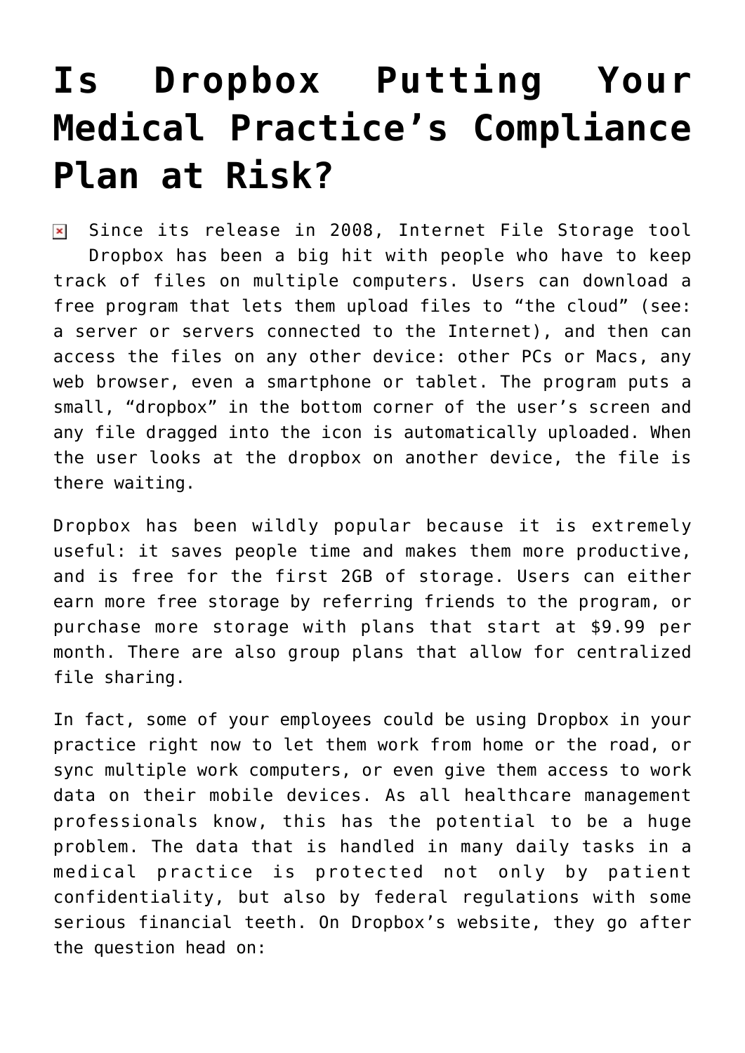# Is Dropbox Putting Your Medical Practice's Compliance Plan at Risk?

Since its release in 2008, Internet File Storage tool Dropbox has been a big hit with people who have to keep track of files on multiple computers. Users can download a free program that lets them upload files to "the cloud" (see: a server or servers connected to the Internet), and then can access the files on any other device: other PCs or Macs, any web browser, even a smartphone or tablet. The program puts a small, "dropbox" in the bottom corner of the user's screen and any file dragged into the icon is automatically uploaded. When the user looks at the dropbox on another device, the file is there waiting.

Dropbox has been wildly popular because it is extremely useful: it saves people time and makes them more productive, and is free for the first 2GB of storage. Users can either earn more free storage by referring friends to the program, or purchase more storage with plans that start at $9.99 per month. There are also group plans that allow for centralized file sharing.

In fact, some of your employees could be using Dropbox in your practice right now to let them work from home or the road, or sync multiple work computers, or even give them access to work data on their mobile devices. As all healthcare management professionals know, this has the potential to be a huge problem. The data that is handled in many daily tasks in a medical practice is protected not only by patient confidentiality, but also by federal regulations with some serious financial teeth. On Dropbox's website, they go after the question head on: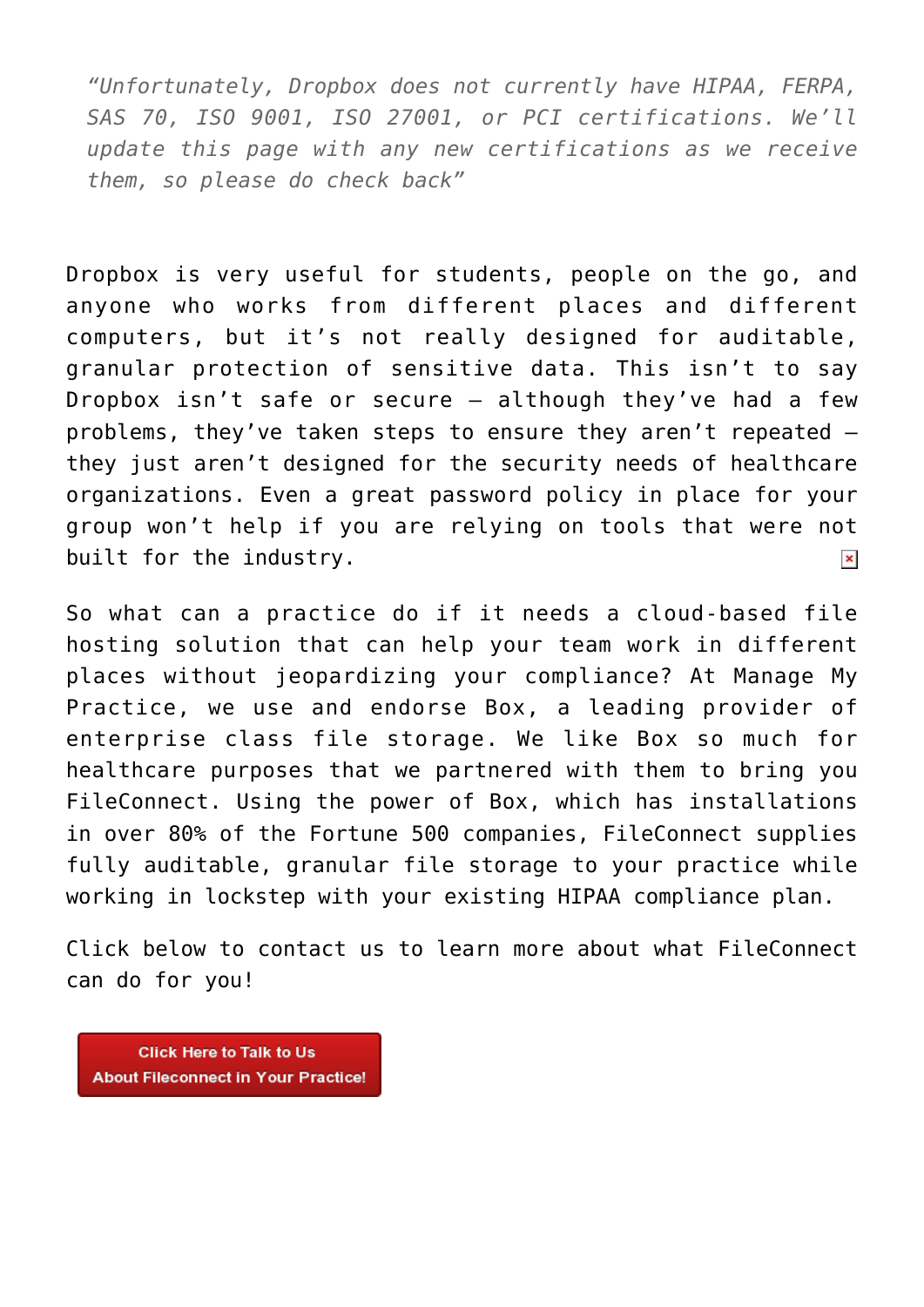> *"Unfortunately, Dropbox does not currently have HIPAA, FERPA, SAS 70, ISO 9001, ISO 27001, or PCI certifications. We'll update this page with any new certifications as we receive them, so please do check back"*

Dropbox is very useful for students, people on the go, and anyone who works from different places and different computers, but it's not really designed for auditable, granular protection of sensitive data. This isn't to say Dropbox isn't safe or secure – although they've had a few problems, they've taken steps to ensure they aren't repeated – they just aren't designed for the security needs of healthcare organizations. Even a great password policy in place for your group won't help if you are relying on tools that were not built for the industry.

So what can a practice do if it needs a cloud-based file hosting solution that can help your team work in different places without jeopardizing your compliance? At Manage My Practice, we use and endorse Box, a leading provider of enterprise class file storage. We like Box so much for healthcare purposes that we partnered with them to bring you FileConnect. Using the power of Box, which has installations in over 80% of the Fortune 500 companies, FileConnect supplies fully auditable, granular file storage to your practice while working in lockstep with your existing HIPAA compliance plan.

Click below to contact us to learn more about what FileConnect can do for you!

**Click Here to Talk to Us About Fileconnect in Your Practice!**